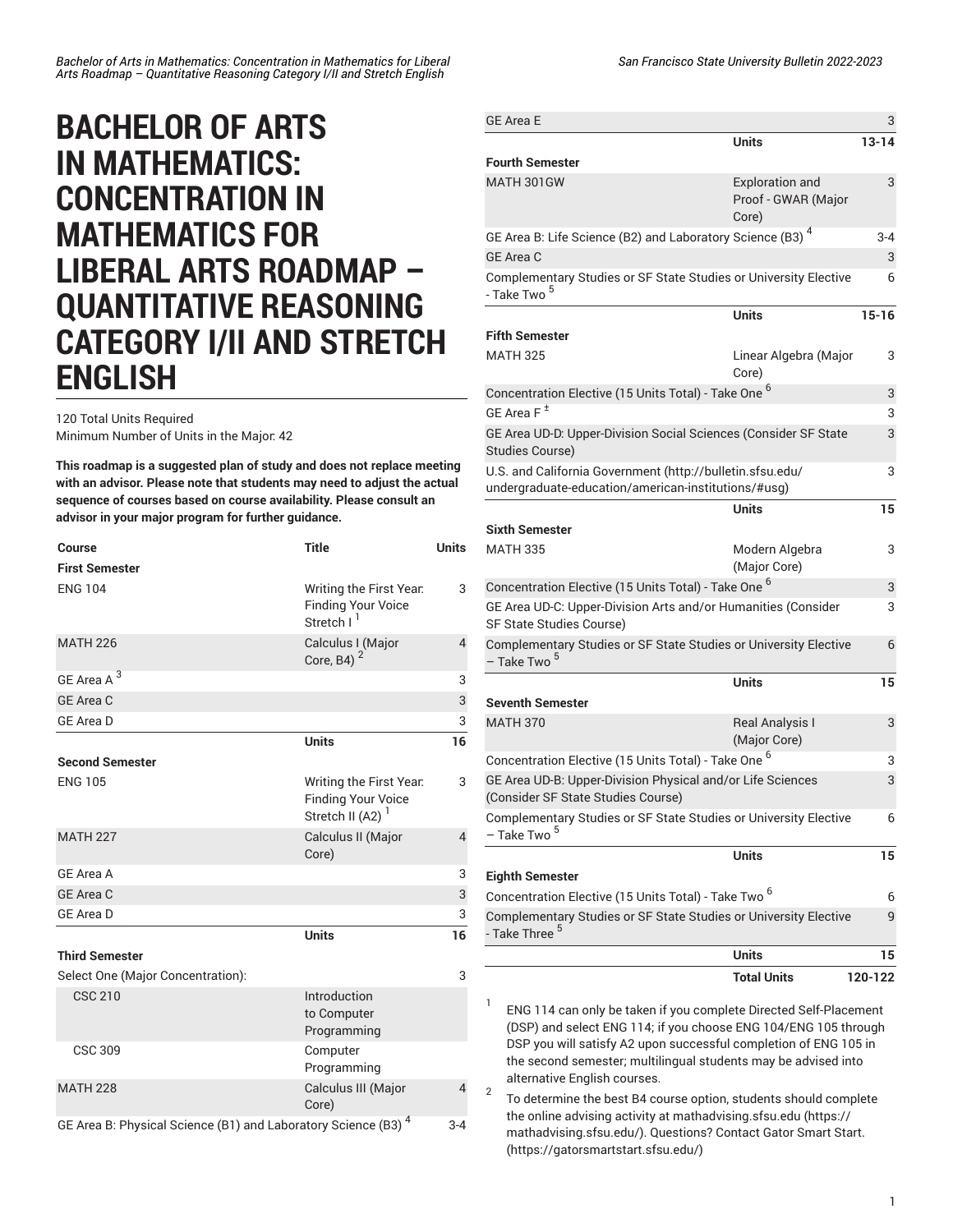# BACHELOR OF ARTS IN MATHEMATICS: CONCENTRATION IN MATHEMATICS FOR LIBERAL ARTS ROADMAP – QUANTITATIVE REASONING CATEGORY I/II AND STRETCH ENGLISH

120 Total Units Required
Minimum Number of Units in the Major: 42

**This roadmap is a suggested plan of study and does not replace meeting with an advisor. Please note that students may need to adjust the actual sequence of courses based on course availability. Please consult an advisor in your major program for further guidance.**

| Course | Title | Units |
|---|---|---|
| **First Semester** | | |
| ENG 104 | Writing the First Year: Finding Your Voice Stretch I [1] | 3 |
| MATH 226 | Calculus I (Major Core, B4) [2] | 4 |
| GE Area A [3] | | 3 |
| GE Area C | | 3 |
| GE Area D | | 3 |
| | **Units** | **16** |
| **Second Semester** | | |
| ENG 105 | Writing the First Year: Finding Your Voice Stretch II (A2) [1] | 3 |
| MATH 227 | Calculus II (Major Core) | 4 |
| GE Area A | | 3 |
| GE Area C | | 3 |
| GE Area D | | 3 |
| | **Units** | **16** |
| **Third Semester** | | |
| Select One (Major Concentration): | | 3 |
| CSC 210 | Introduction to Computer Programming | |
| CSC 309 | Computer Programming | |
| MATH 228 | Calculus III (Major Core) | 4 |
| GE Area B: Physical Science (B1) and Laboratory Science (B3) [4] | | 3-4 |
| GE Area E | | 3 |
| | **Units** | **13-14** |
| **Fourth Semester** | | |
| MATH 301GW | Exploration and Proof - GWAR (Major Core) | 3 |
| GE Area B: Life Science (B2) and Laboratory Science (B3) [4] | | 3-4 |
| GE Area C | | 3 |
| Complementary Studies or SF State Studies or University Elective - Take Two [5] | | 6 |
| | **Units** | **15-16** |
| **Fifth Semester** | | |
| MATH 325 | Linear Algebra (Major Core) | 3 |
| Concentration Elective (15 Units Total) - Take One [6] | | 3 |
| GE Area F [±] | | 3 |
| GE Area UD-D: Upper-Division Social Sciences (Consider SF State Studies Course) | | 3 |
| U.S. and California Government (http://bulletin.sfsu.edu/undergraduate-education/american-institutions/#usg) | | 3 |
| | **Units** | **15** |
| **Sixth Semester** | | |
| MATH 335 | Modern Algebra (Major Core) | 3 |
| Concentration Elective (15 Units Total) - Take One [6] | | 3 |
| GE Area UD-C: Upper-Division Arts and/or Humanities (Consider SF State Studies Course) | | 3 |
| Complementary Studies or SF State Studies or University Elective – Take Two [5] | | 6 |
| | **Units** | **15** |
| **Seventh Semester** | | |
| MATH 370 | Real Analysis I (Major Core) | 3 |
| Concentration Elective (15 Units Total) - Take One [6] | | 3 |
| GE Area UD-B: Upper-Division Physical and/or Life Sciences (Consider SF State Studies Course) | | 3 |
| Complementary Studies or SF State Studies or University Elective – Take Two [5] | | 6 |
| | **Units** | **15** |
| **Eighth Semester** | | |
| Concentration Elective (15 Units Total) - Take Two [6] | | 6 |
| Complementary Studies or SF State Studies or University Elective - Take Three [5] | | 9 |
| | **Units** | **15** |
| | **Total Units** | **120-122** |

1. ENG 114 can only be taken if you complete Directed Self-Placement (DSP) and select ENG 114; if you choose ENG 104/ENG 105 through DSP you will satisfy A2 upon successful completion of ENG 105 in the second semester; multilingual students may be advised into alternative English courses.
2. To determine the best B4 course option, students should complete the online advising activity at mathadvising.sfsu.edu (https://mathadvising.sfsu.edu/). Questions? Contact Gator Smart Start. (https://gatorsmartstart.sfsu.edu/)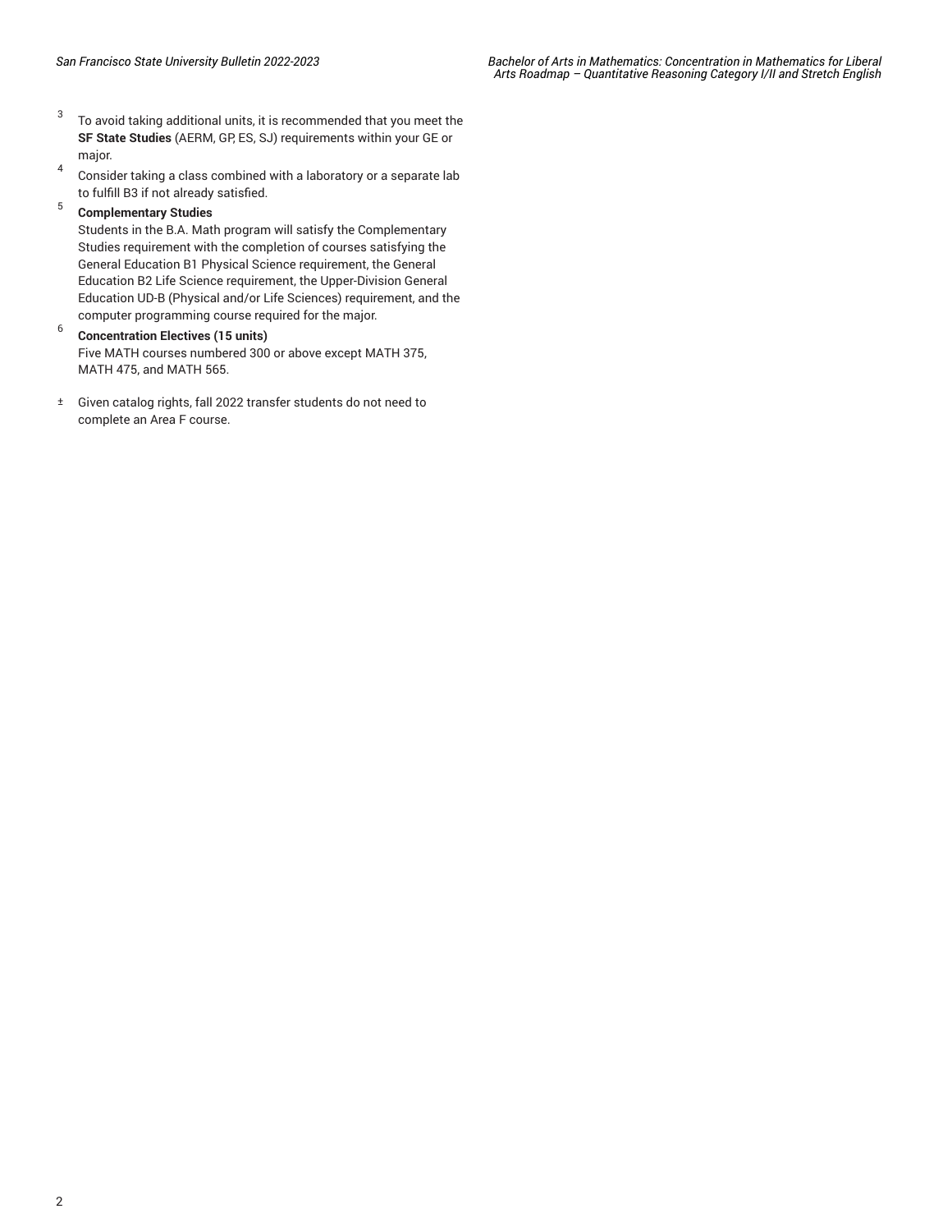[3] To avoid taking additional units, it is recommended that you meet the **SF State Studies** (AERM, GP, ES, SJ) requirements within your GE or major.

[4] Consider taking a class combined with a laboratory or a separate lab to fulfill B3 if not already satisfied.

[5] **Complementary Studies**
Students in the B.A. Math program will satisfy the Complementary Studies requirement with the completion of courses satisfying the General Education B1 Physical Science requirement, the General Education B2 Life Science requirement, the Upper-Division General Education UD-B (Physical and/or Life Sciences) requirement, and the computer programming course required for the major.

[6] **Concentration Electives (15 units)**
Five MATH courses numbered 300 or above except MATH 375, MATH 475, and MATH 565.

± Given catalog rights, fall 2022 transfer students do not need to complete an Area F course.